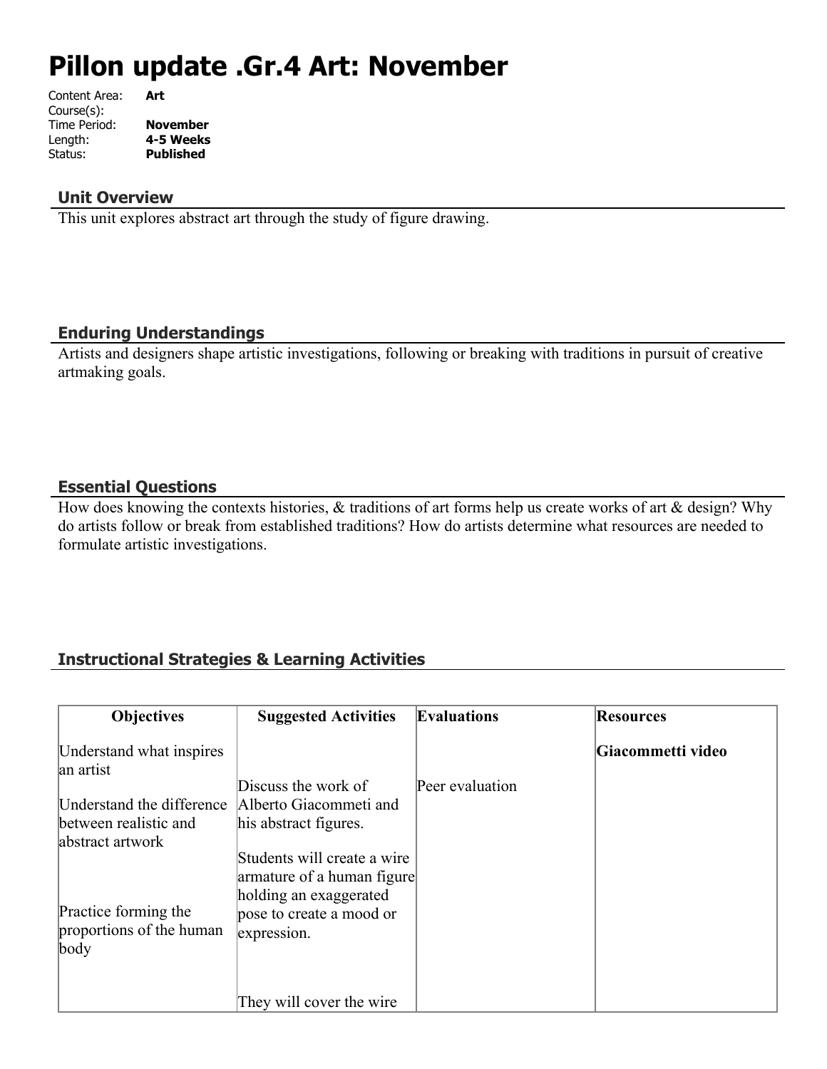# Pillon update .Gr.4 Art: November

| | |
|---|---|
| Content Area: | **Art** |
| Course(s): | |
| Time Period: | **November** |
| Length: | **4-5 Weeks** |
| Status: | **Published** |

## Unit Overview

This unit explores abstract art through the study of figure drawing.

## Enduring Understandings

Artists and designers shape artistic investigations, following or breaking with traditions in pursuit of creative artmaking goals.

## Essential Questions

How does knowing the contexts histories, & traditions of art forms help us create works of art & design? Why do artists follow or break from established traditions? How do artists determine what resources are needed to formulate artistic investigations.

## Instructional Strategies & Learning Activities

| Objectives | Suggested Activities | Evaluations | Resources |
|---|---|---|---|
| Understand what inspires an artist<br><br>Understand the difference between realistic and abstract artwork<br><br>Practice forming the proportions of the human body | Discuss the work of Alberto Giacommeti and his abstract figures.<br><br>Students will create a wire armature of a human figure holding an exaggerated pose to create a mood or expression.<br><br>They will cover the wire | Peer evaluation | **Giacommetti video** |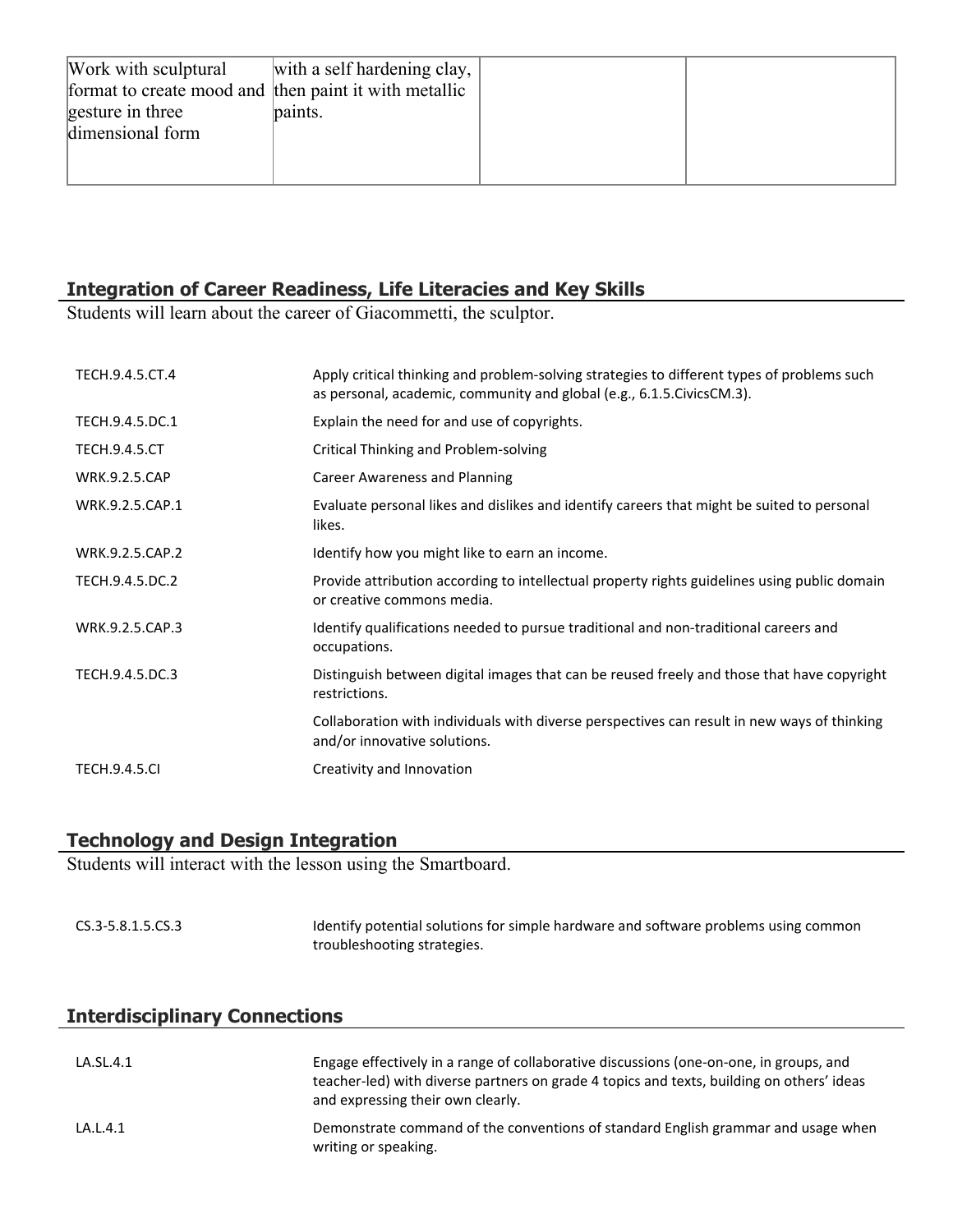| Work with sculptural format to create mood and gesture in three dimensional form | with a self hardening clay, then paint it with metallic paints. | | |
|---|---|---|---|

## Integration of Career Readiness, Life Literacies and Key Skills

Students will learn about the career of Giacommetti, the sculptor.

| | |
|---|---|
| TECH.9.4.5.CT.4 | Apply critical thinking and problem-solving strategies to different types of problems such as personal, academic, community and global (e.g., 6.1.5.CivicsCM.3). |
| TECH.9.4.5.DC.1 | Explain the need for and use of copyrights. |
| TECH.9.4.5.CT | Critical Thinking and Problem-solving |
| WRK.9.2.5.CAP | Career Awareness and Planning |
| WRK.9.2.5.CAP.1 | Evaluate personal likes and dislikes and identify careers that might be suited to personal likes. |
| WRK.9.2.5.CAP.2 | Identify how you might like to earn an income. |
| TECH.9.4.5.DC.2 | Provide attribution according to intellectual property rights guidelines using public domain or creative commons media. |
| WRK.9.2.5.CAP.3 | Identify qualifications needed to pursue traditional and non-traditional careers and occupations. |
| TECH.9.4.5.DC.3 | Distinguish between digital images that can be reused freely and those that have copyright restrictions. |
| | Collaboration with individuals with diverse perspectives can result in new ways of thinking and/or innovative solutions. |
| TECH.9.4.5.CI | Creativity and Innovation |

## Technology and Design Integration

Students will interact with the lesson using the Smartboard.

| | |
|---|---|
| CS.3-5.8.1.5.CS.3 | Identify potential solutions for simple hardware and software problems using common troubleshooting strategies. |

## Interdisciplinary Connections

| | |
|---|---|
| LA.SL.4.1 | Engage effectively in a range of collaborative discussions (one-on-one, in groups, and teacher-led) with diverse partners on grade 4 topics and texts, building on others' ideas and expressing their own clearly. |
| LA.L.4.1 | Demonstrate command of the conventions of standard English grammar and usage when writing or speaking. |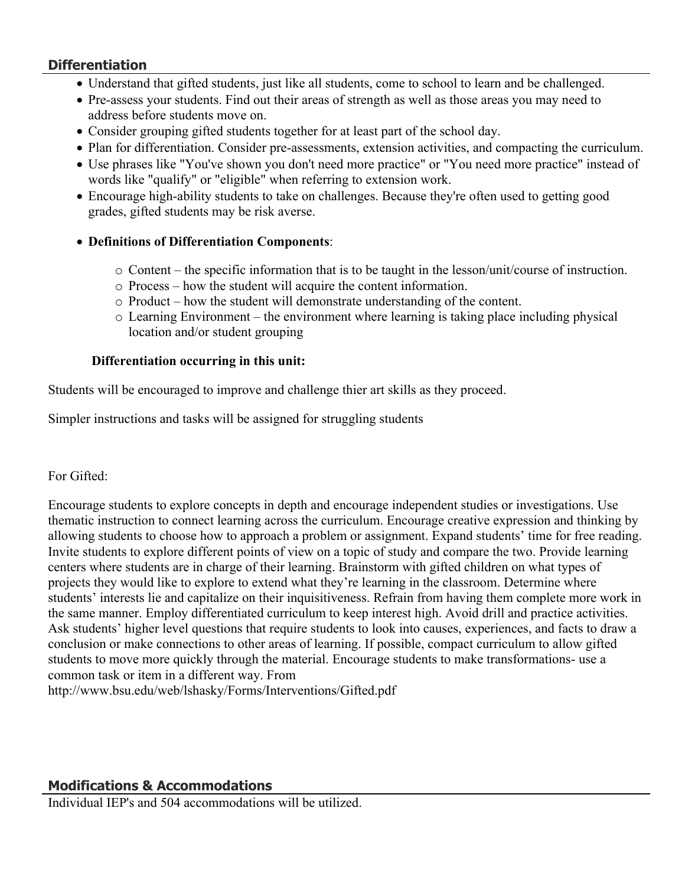## Differentiation

- Understand that gifted students, just like all students, come to school to learn and be challenged.
- Pre-assess your students. Find out their areas of strength as well as those areas you may need to address before students move on.
- Consider grouping gifted students together for at least part of the school day.
- Plan for differentiation. Consider pre-assessments, extension activities, and compacting the curriculum.
- Use phrases like "You've shown you don't need more practice" or "You need more practice" instead of words like "qualify" or "eligible" when referring to extension work.
- Encourage high-ability students to take on challenges. Because they're often used to getting good grades, gifted students may be risk averse.
- **Definitions of Differentiation Components**:
    - Content – the specific information that is to be taught in the lesson/unit/course of instruction.
    - Process – how the student will acquire the content information.
    - Product – how the student will demonstrate understanding of the content.
    - Learning Environment – the environment where learning is taking place including physical location and/or student grouping

**Differentiation occurring in this unit:**

Students will be encouraged to improve and challenge thier art skills as they proceed.

Simpler instructions and tasks will be assigned for struggling students

For Gifted:

Encourage students to explore concepts in depth and encourage independent studies or investigations. Use thematic instruction to connect learning across the curriculum. Encourage creative expression and thinking by allowing students to choose how to approach a problem or assignment. Expand students' time for free reading. Invite students to explore different points of view on a topic of study and compare the two. Provide learning centers where students are in charge of their learning. Brainstorm with gifted children on what types of projects they would like to explore to extend what they're learning in the classroom. Determine where students' interests lie and capitalize on their inquisitiveness. Refrain from having them complete more work in the same manner. Employ differentiated curriculum to keep interest high. Avoid drill and practice activities. Ask students' higher level questions that require students to look into causes, experiences, and facts to draw a conclusion or make connections to other areas of learning. If possible, compact curriculum to allow gifted students to move more quickly through the material. Encourage students to make transformations- use a common task or item in a different way. From http://www.bsu.edu/web/lshasky/Forms/Interventions/Gifted.pdf

## Modifications & Accommodations

Individual IEP's and 504 accommodations will be utilized.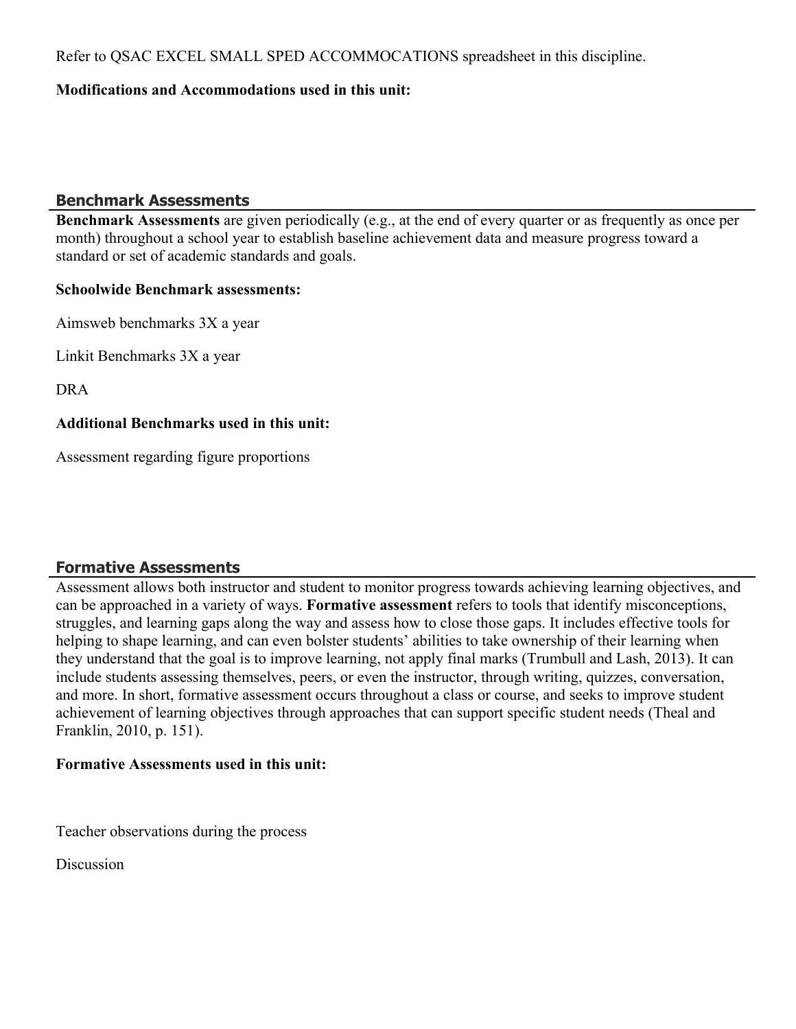Refer to QSAC EXCEL SMALL SPED ACCOMMOCATIONS spreadsheet in this discipline.

**Modifications and Accommodations used in this unit:**

## Benchmark Assessments

**Benchmark Assessments** are given periodically (e.g., at the end of every quarter or as frequently as once per month) throughout a school year to establish baseline achievement data and measure progress toward a standard or set of academic standards and goals.

**Schoolwide Benchmark assessments:**

Aimsweb benchmarks 3X a year

Linkit Benchmarks 3X a year

DRA

**Additional Benchmarks used in this unit:**

Assessment regarding figure proportions

## Formative Assessments

Assessment allows both instructor and student to monitor progress towards achieving learning objectives, and can be approached in a variety of ways. **Formative assessment** refers to tools that identify misconceptions, struggles, and learning gaps along the way and assess how to close those gaps. It includes effective tools for helping to shape learning, and can even bolster students' abilities to take ownership of their learning when they understand that the goal is to improve learning, not apply final marks (Trumbull and Lash, 2013). It can include students assessing themselves, peers, or even the instructor, through writing, quizzes, conversation, and more. In short, formative assessment occurs throughout a class or course, and seeks to improve student achievement of learning objectives through approaches that can support specific student needs (Theal and Franklin, 2010, p. 151).

**Formative Assessments used in this unit:**

Teacher observations during the process

Discussion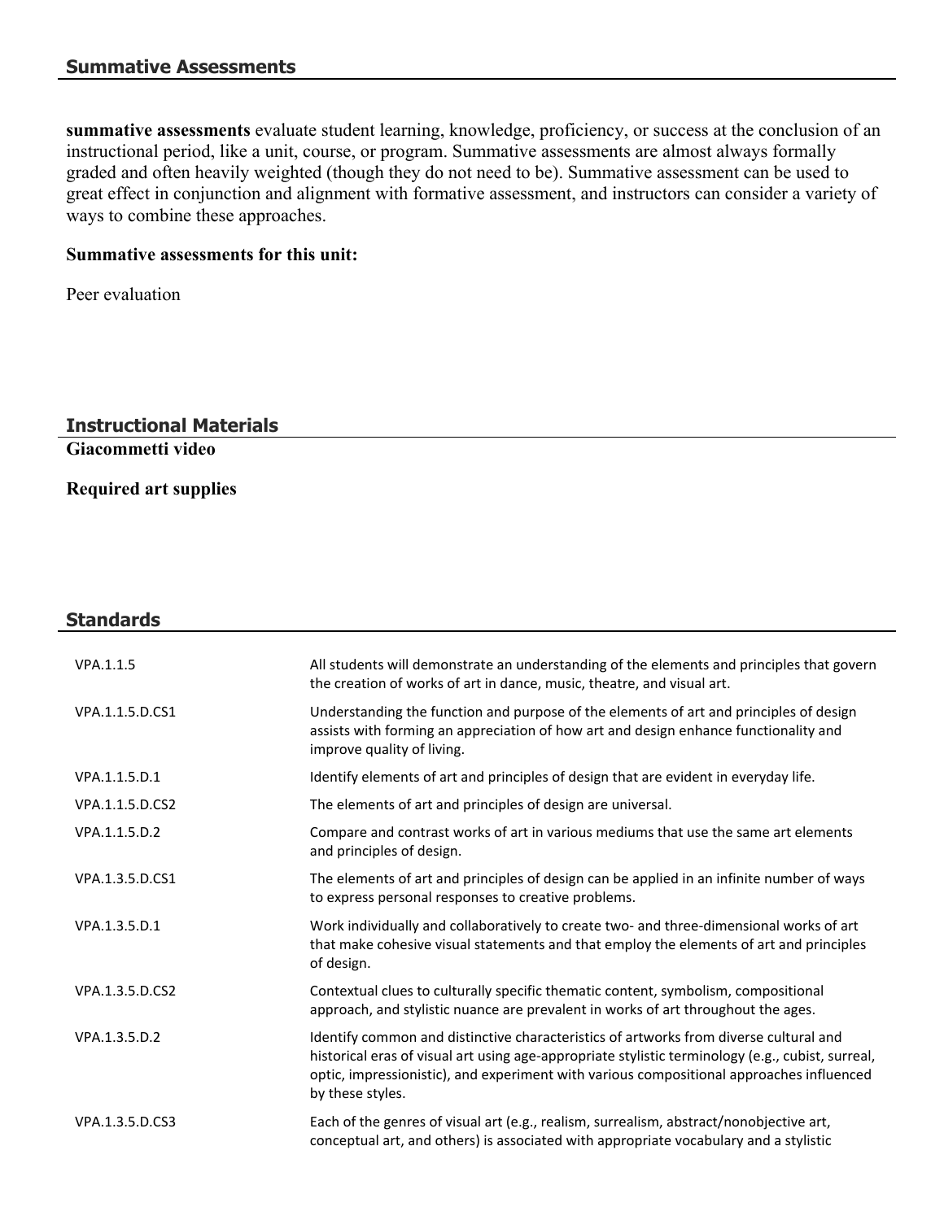## Summative Assessments

**summative assessments** evaluate student learning, knowledge, proficiency, or success at the conclusion of an instructional period, like a unit, course, or program. Summative assessments are almost always formally graded and often heavily weighted (though they do not need to be). Summative assessment can be used to great effect in conjunction and alignment with formative assessment, and instructors can consider a variety of ways to combine these approaches.

**Summative assessments for this unit:**

Peer evaluation

## Instructional Materials

**Giacommetti video**

**Required art supplies**

## Standards

| | |
|---|---|
| VPA.1.1.5 | All students will demonstrate an understanding of the elements and principles that govern the creation of works of art in dance, music, theatre, and visual art. |
| VPA.1.1.5.D.CS1 | Understanding the function and purpose of the elements of art and principles of design assists with forming an appreciation of how art and design enhance functionality and improve quality of living. |
| VPA.1.1.5.D.1 | Identify elements of art and principles of design that are evident in everyday life. |
| VPA.1.1.5.D.CS2 | The elements of art and principles of design are universal. |
| VPA.1.1.5.D.2 | Compare and contrast works of art in various mediums that use the same art elements and principles of design. |
| VPA.1.3.5.D.CS1 | The elements of art and principles of design can be applied in an infinite number of ways to express personal responses to creative problems. |
| VPA.1.3.5.D.1 | Work individually and collaboratively to create two- and three-dimensional works of art that make cohesive visual statements and that employ the elements of art and principles of design. |
| VPA.1.3.5.D.CS2 | Contextual clues to culturally specific thematic content, symbolism, compositional approach, and stylistic nuance are prevalent in works of art throughout the ages. |
| VPA.1.3.5.D.2 | Identify common and distinctive characteristics of artworks from diverse cultural and historical eras of visual art using age-appropriate stylistic terminology (e.g., cubist, surreal, optic, impressionistic), and experiment with various compositional approaches influenced by these styles. |
| VPA.1.3.5.D.CS3 | Each of the genres of visual art (e.g., realism, surrealism, abstract/nonobjective art, conceptual art, and others) is associated with appropriate vocabulary and a stylistic |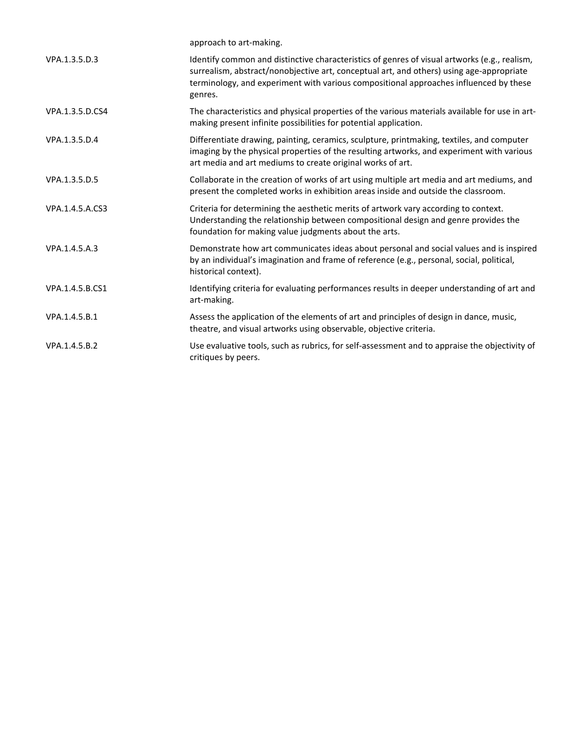| | |
|---|---|
| | approach to art-making. |
| VPA.1.3.5.D.3 | Identify common and distinctive characteristics of genres of visual artworks (e.g., realism, surrealism, abstract/nonobjective art, conceptual art, and others) using age-appropriate terminology, and experiment with various compositional approaches influenced by these genres. |
| VPA.1.3.5.D.CS4 | The characteristics and physical properties of the various materials available for use in art-making present infinite possibilities for potential application. |
| VPA.1.3.5.D.4 | Differentiate drawing, painting, ceramics, sculpture, printmaking, textiles, and computer imaging by the physical properties of the resulting artworks, and experiment with various art media and art mediums to create original works of art. |
| VPA.1.3.5.D.5 | Collaborate in the creation of works of art using multiple art media and art mediums, and present the completed works in exhibition areas inside and outside the classroom. |
| VPA.1.4.5.A.CS3 | Criteria for determining the aesthetic merits of artwork vary according to context. Understanding the relationship between compositional design and genre provides the foundation for making value judgments about the arts. |
| VPA.1.4.5.A.3 | Demonstrate how art communicates ideas about personal and social values and is inspired by an individual's imagination and frame of reference (e.g., personal, social, political, historical context). |
| VPA.1.4.5.B.CS1 | Identifying criteria for evaluating performances results in deeper understanding of art and art-making. |
| VPA.1.4.5.B.1 | Assess the application of the elements of art and principles of design in dance, music, theatre, and visual artworks using observable, objective criteria. |
| VPA.1.4.5.B.2 | Use evaluative tools, such as rubrics, for self-assessment and to appraise the objectivity of critiques by peers. |